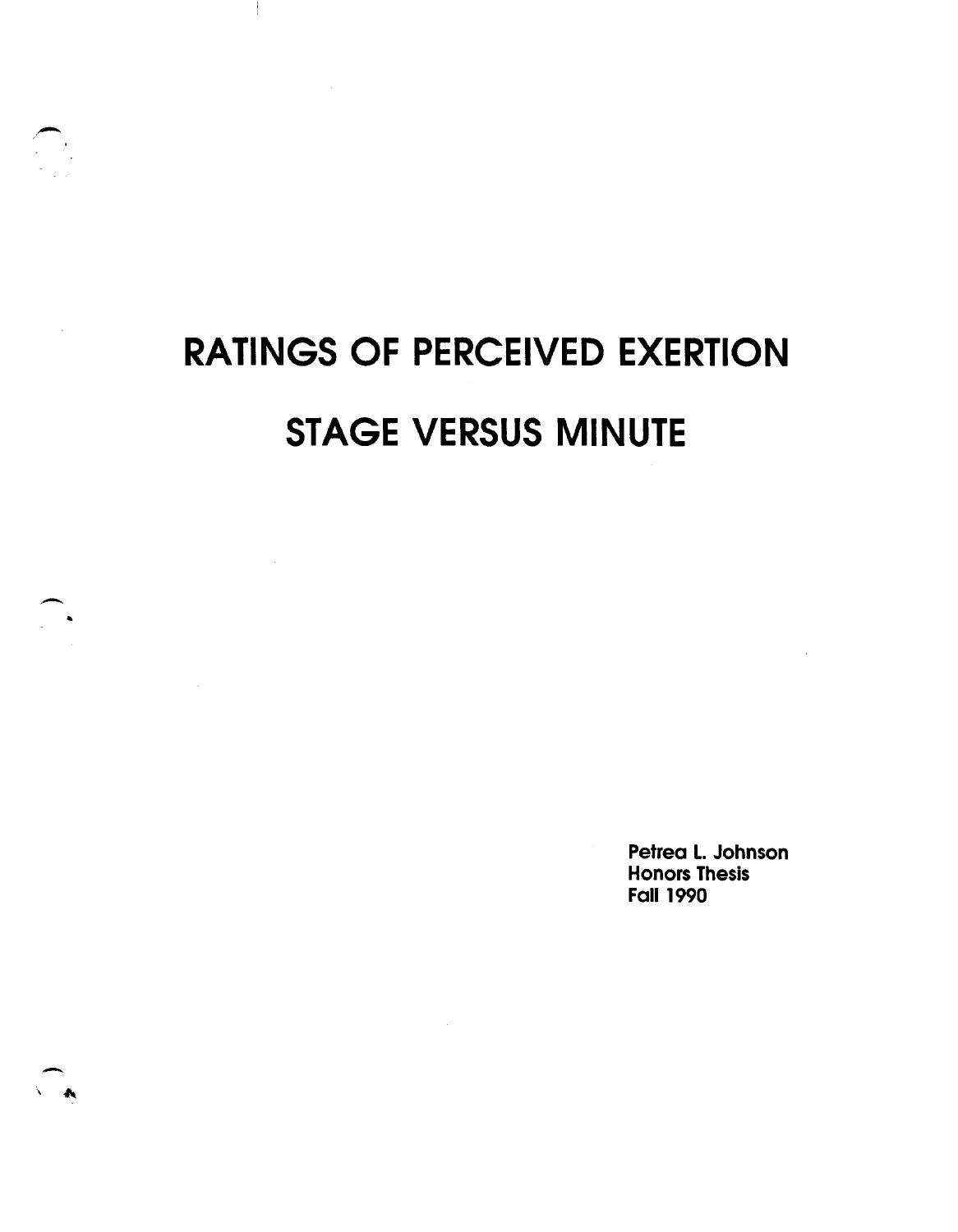# RATINGS OF PERCEIVED EXERTION

# STAGE VERSUS MINUTE

Petrea L. Johnson
Honors Thesis
Fall 1990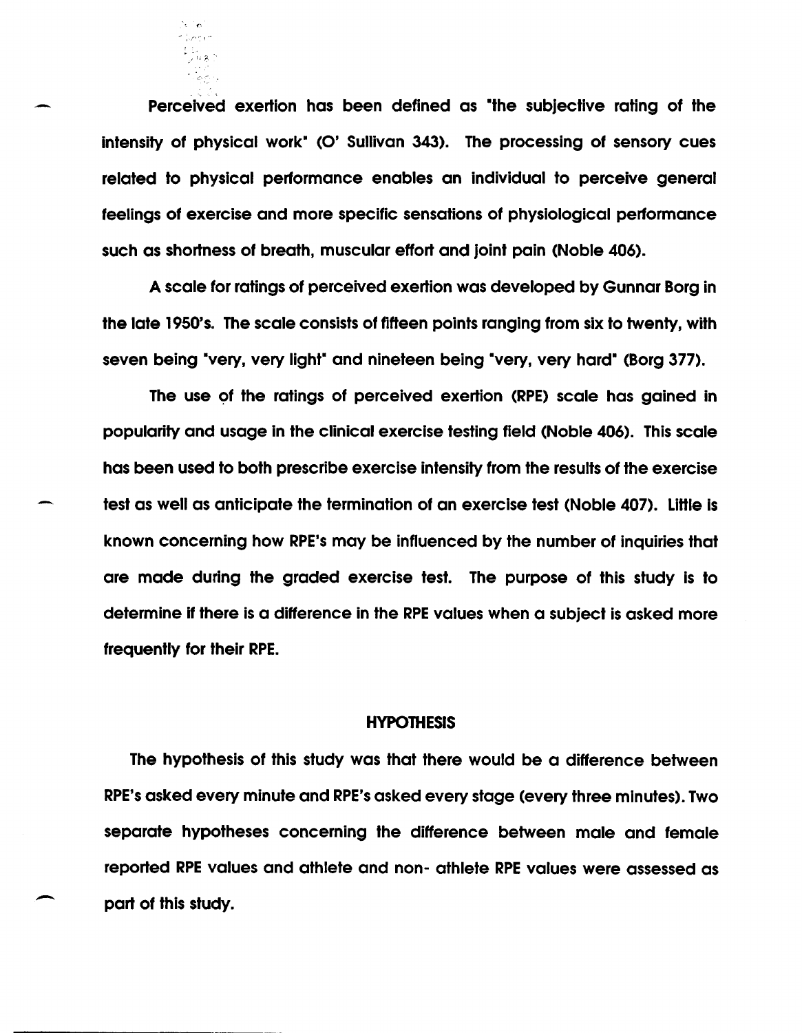Perceived exertion has been defined as "the subjective rating of the intensity of physical work" (O' Sullivan 343). The processing of sensory cues related to physical performance enables an individual to perceive general feelings of exercise and more specific sensations of physiological performance such as shortness of breath, muscular effort and joint pain (Noble 406).

A scale for ratings of perceived exertion was developed by Gunnar Borg in the late 1950's. The scale consists of fifteen points ranging from six to twenty, with seven being "very, very light" and nineteen being "very, very hard" (Borg 377).

The use of the ratings of perceived exertion (RPE) scale has gained in popularity and usage in the clinical exercise testing field (Noble 406). This scale has been used to both prescribe exercise intensity from the results of the exercise test as well as anticipate the termination of an exercise test (Noble 407). Little is known concerning how RPE's may be influenced by the number of inquiries that are made during the graded exercise test. The purpose of this study is to determine if there is a difference in the RPE values when a subject is asked more frequently for their RPE.

## HYPOTHESIS

The hypothesis of this study was that there would be a difference between RPE's asked every minute and RPE's asked every stage (every three minutes). Two separate hypotheses concerning the difference between male and female reported RPE values and athlete and non- athlete RPE values were assessed as part of this study.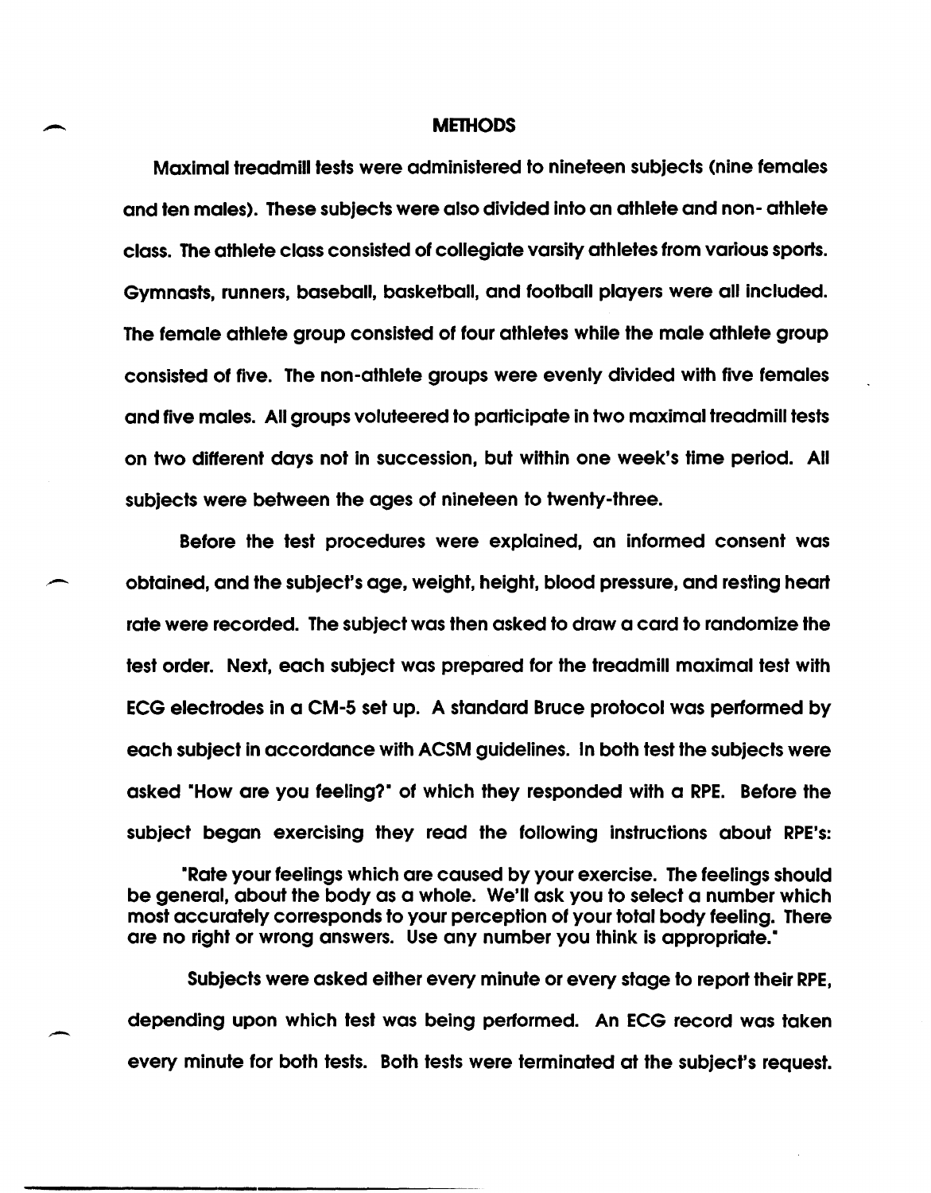## METHODS

Maximal treadmill tests were administered to nineteen subjects (nine females and ten males). These subjects were also divided into an athlete and non- athlete class. The athlete class consisted of collegiate varsity athletes from various sports. Gymnasts, runners, baseball, basketball, and football players were all included. The female athlete group consisted of four athletes while the male athlete group consisted of five. The non-athlete groups were evenly divided with five females and five males. All groups voluteered to participate in two maximal treadmill tests on two different days not in succession, but within one week's time period. All subjects were between the ages of nineteen to twenty-three.

Before the test procedures were explained, an informed consent was obtained, and the subject's age, weight, height, blood pressure, and resting heart rate were recorded. The subject was then asked to draw a card to randomize the test order. Next, each subject was prepared for the treadmill maximal test with ECG electrodes in a CM-5 set up. A standard Bruce protocol was performed by each subject in accordance with ACSM guidelines. In both test the subjects were asked "How are you feeling?" of which they responded with a RPE. Before the subject began exercising they read the following instructions about RPE's:

"Rate your feelings which are caused by your exercise. The feelings should be general, about the body as a whole. We'll ask you to select a number which most accurately corresponds to your perception of your total body feeling. There are no right or wrong answers. Use any number you think is appropriate."

Subjects were asked either every minute or every stage to report their RPE, depending upon which test was being performed. An ECG record was taken every minute for both tests. Both tests were terminated at the subject's request.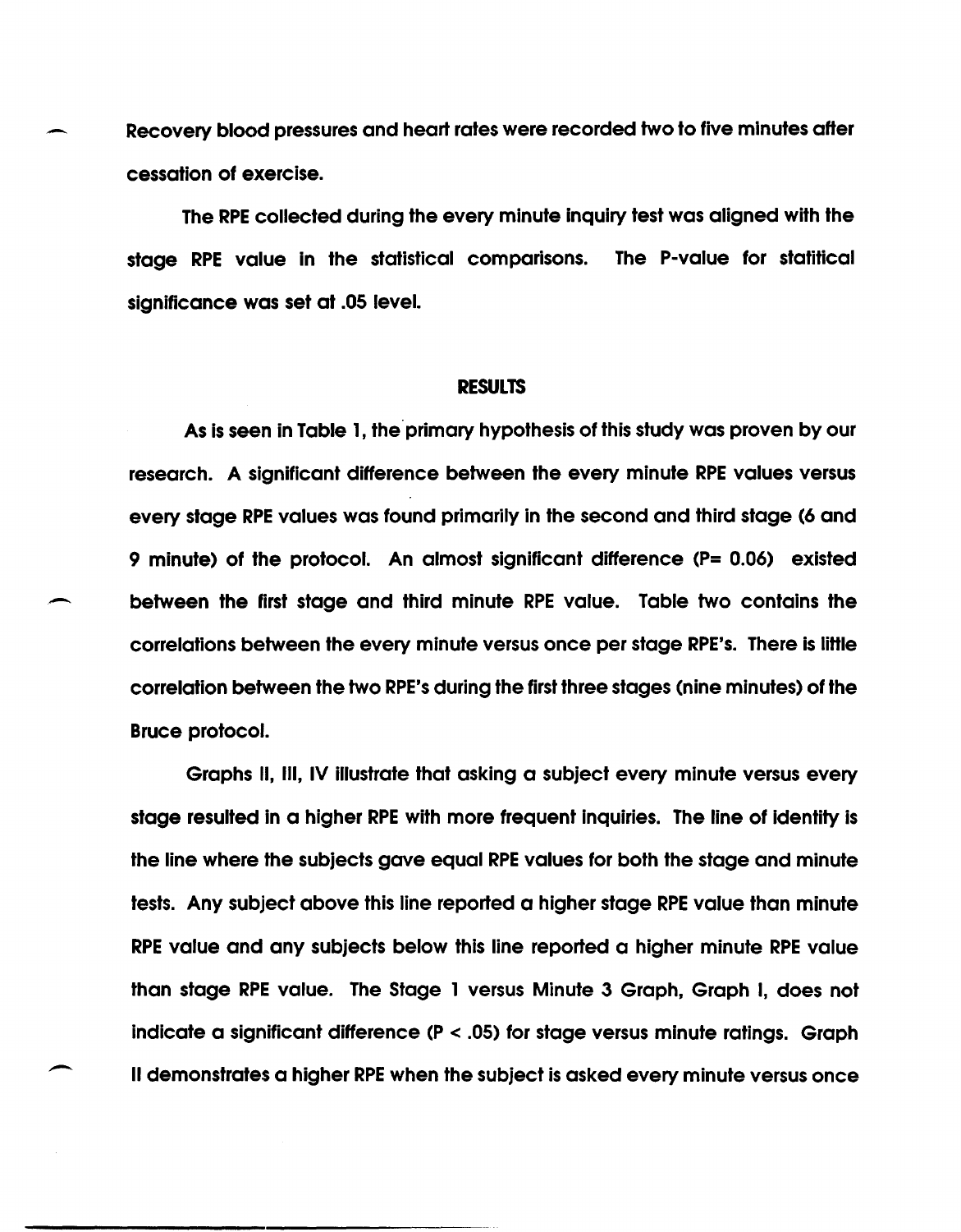Recovery blood pressures and heart rates were recorded two to five minutes after cessation of exercise.

The RPE collected during the every minute inquiry test was aligned with the stage RPE value in the statistical comparisons. The P-value for statitical significance was set at .05 level.

## RESULTS

As is seen in Table 1, the primary hypothesis of this study was proven by our research. A significant difference between the every minute RPE values versus every stage RPE values was found primarily in the second and third stage (6 and 9 minute) of the protocol. An almost significant difference ($P = 0.06$) existed between the first stage and third minute RPE value. Table two contains the correlations between the every minute versus once per stage RPE's. There is little correlation between the two RPE's during the first three stages (nine minutes) of the Bruce protocol.

Graphs II, III, IV illustrate that asking a subject every minute versus every stage resulted in a higher RPE with more frequent inquiries. The line of identity is the line where the subjects gave equal RPE values for both the stage and minute tests. Any subject above this line reported a higher stage RPE value than minute RPE value and any subjects below this line reported a higher minute RPE value than stage RPE value. The Stage 1 versus Minute 3 Graph, Graph I, does not indicate a significant difference ($P < .05$) for stage versus minute ratings. Graph II demonstrates a higher RPE when the subject is asked every minute versus once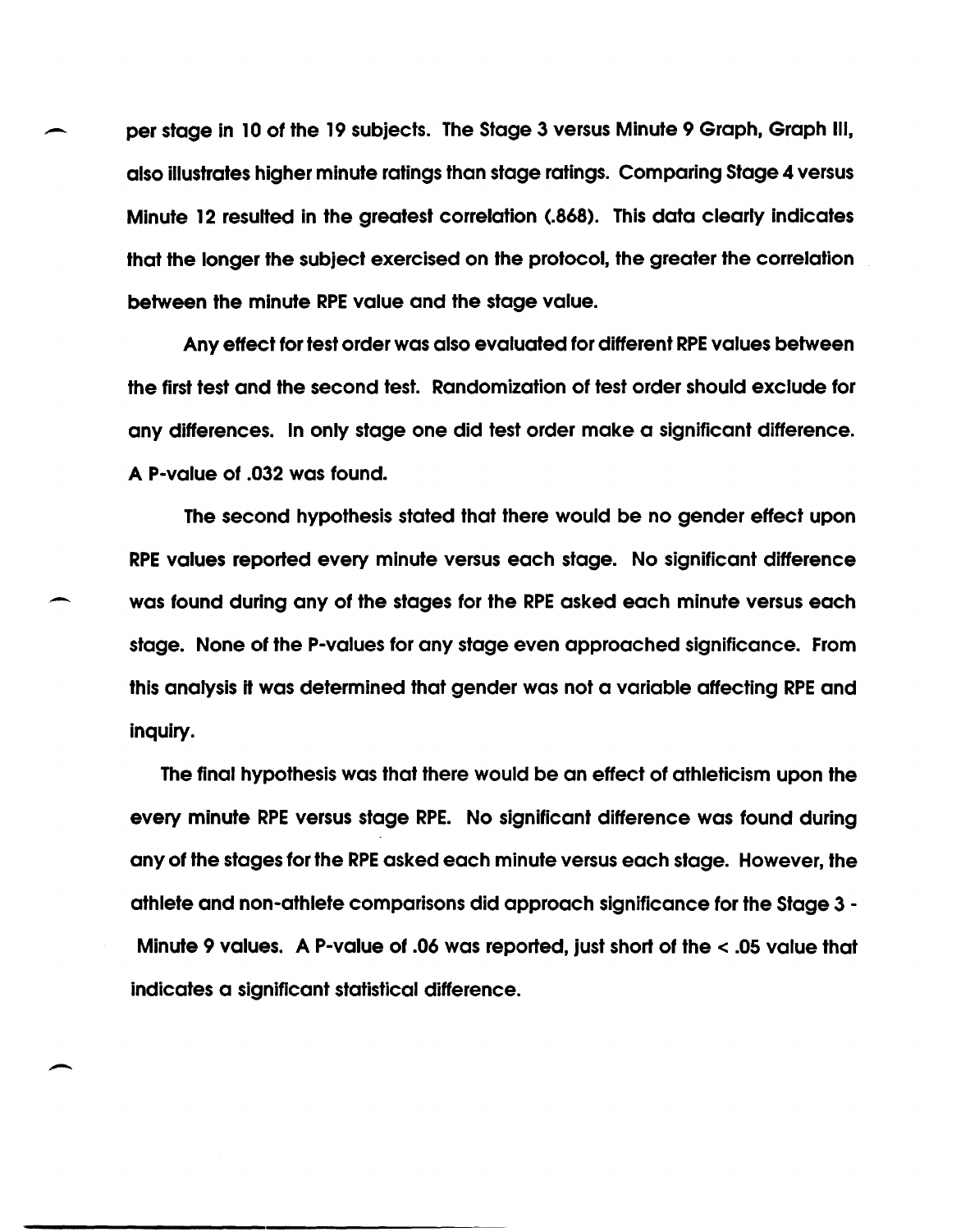per stage in 10 of the 19 subjects. The Stage 3 versus Minute 9 Graph, Graph III, also illustrates higher minute ratings than stage ratings. Comparing Stage 4 versus Minute 12 resulted in the greatest correlation (.868). This data clearly indicates that the longer the subject exercised on the protocol, the greater the correlation between the minute RPE value and the stage value.

Any effect for test order was also evaluated for different RPE values between the first test and the second test. Randomization of test order should exclude for any differences. In only stage one did test order make a significant difference. A P-value of .032 was found.

The second hypothesis stated that there would be no gender effect upon RPE values reported every minute versus each stage. No significant difference was found during any of the stages for the RPE asked each minute versus each stage. None of the P-values for any stage even approached significance. From this analysis it was determined that gender was not a variable affecting RPE and inquiry.

The final hypothesis was that there would be an effect of athleticism upon the every minute RPE versus stage RPE. No significant difference was found during any of the stages for the RPE asked each minute versus each stage. However, the athlete and non-athlete comparisons did approach significance for the Stage 3 - Minute 9 values. A P-value of .06 was reported, just short of the < .05 value that indicates a significant statistical difference.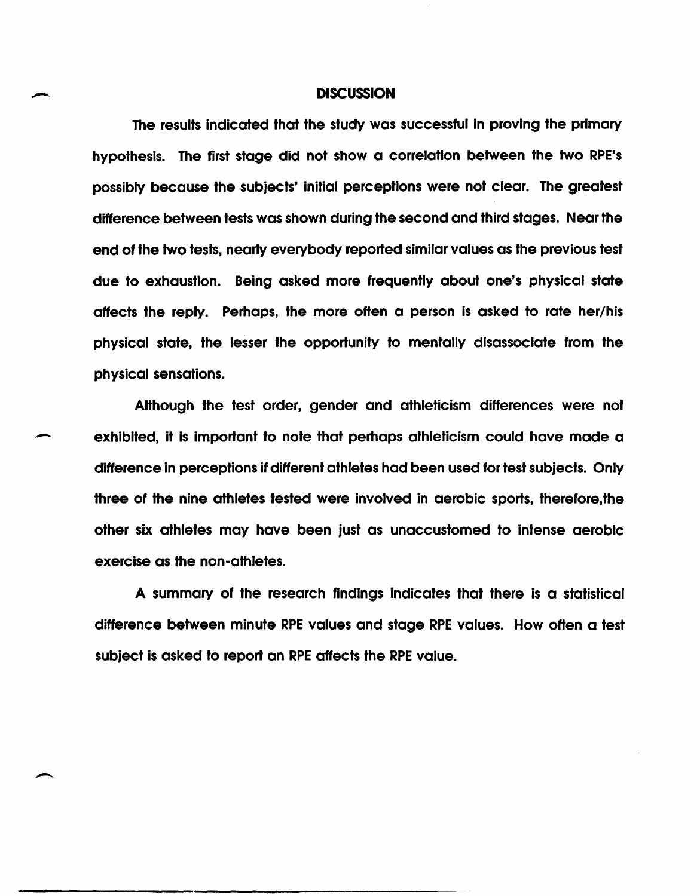# DISCUSSION

The results indicated that the study was successful in proving the primary hypothesis. The first stage did not show a correlation between the two RPE's possibly because the subjects' initial perceptions were not clear. The greatest difference between tests was shown during the second and third stages. Near the end of the two tests, nearly everybody reported similar values as the previous test due to exhaustion. Being asked more frequently about one's physical state affects the reply. Perhaps, the more often a person is asked to rate her/his physical state, the lesser the opportunity to mentally disassociate from the physical sensations.

Although the test order, gender and athleticism differences were not exhibited, it is important to note that perhaps athleticism could have made a difference in perceptions if different athletes had been used for test subjects. Only three of the nine athletes tested were involved in aerobic sports, therefore,the other six athletes may have been just as unaccustomed to intense aerobic exercise as the non-athletes.

A summary of the research findings indicates that there is a statistical difference between minute RPE values and stage RPE values. How often a test subject is asked to report an RPE affects the RPE value.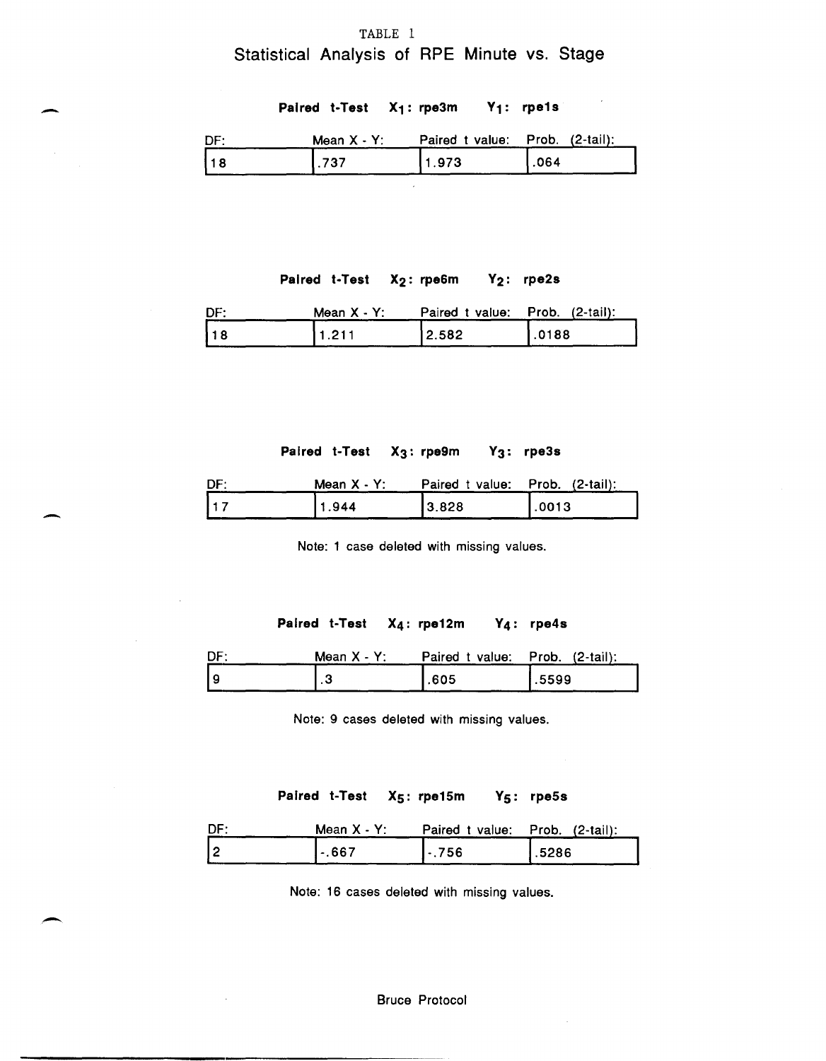TABLE 1

# Statistical Analysis of RPE Minute vs. Stage

**Paired t-Test** $X_1$: **rpe3m** $Y_1$: **rpe1s**

| DF: | Mean X - Y: | Paired t value: | Prob. (2-tail): |
|---|---|---|---|
| 18 | .737 | 1.973 | .064 |

**Paired t-Test** $X_2$: **rpe6m** $Y_2$: **rpe2s**

| DF: | Mean X - Y: | Paired t value: | Prob. (2-tail): |
|---|---|---|---|
| 18 | 1.211 | 2.582 | .0188 |

**Paired t-Test** $X_3$: **rpe9m** $Y_3$: **rpe3s**

| DF: | Mean X - Y: | Paired t value: | Prob. (2-tail): |
|---|---|---|---|
| 17 | 1.944 | 3.828 | .0013 |

Note: 1 case deleted with missing values.

**Paired t-Test** $X_4$: **rpe12m** $Y_4$: **rpe4s**

| DF: | Mean X - Y: | Paired t value: | Prob. (2-tail): |
|---|---|---|---|
| 9 | .3 | .605 | .5599 |

Note: 9 cases deleted with missing values.

**Paired t-Test** $X_5$: **rpe15m** $Y_5$: **rpe5s**

| DF: | Mean X - Y: | Paired t value: | Prob. (2-tail): |
|---|---|---|---|
| 2 | -.667 | -.756 | .5286 |

Note: 16 cases deleted with missing values.

Bruce Protocol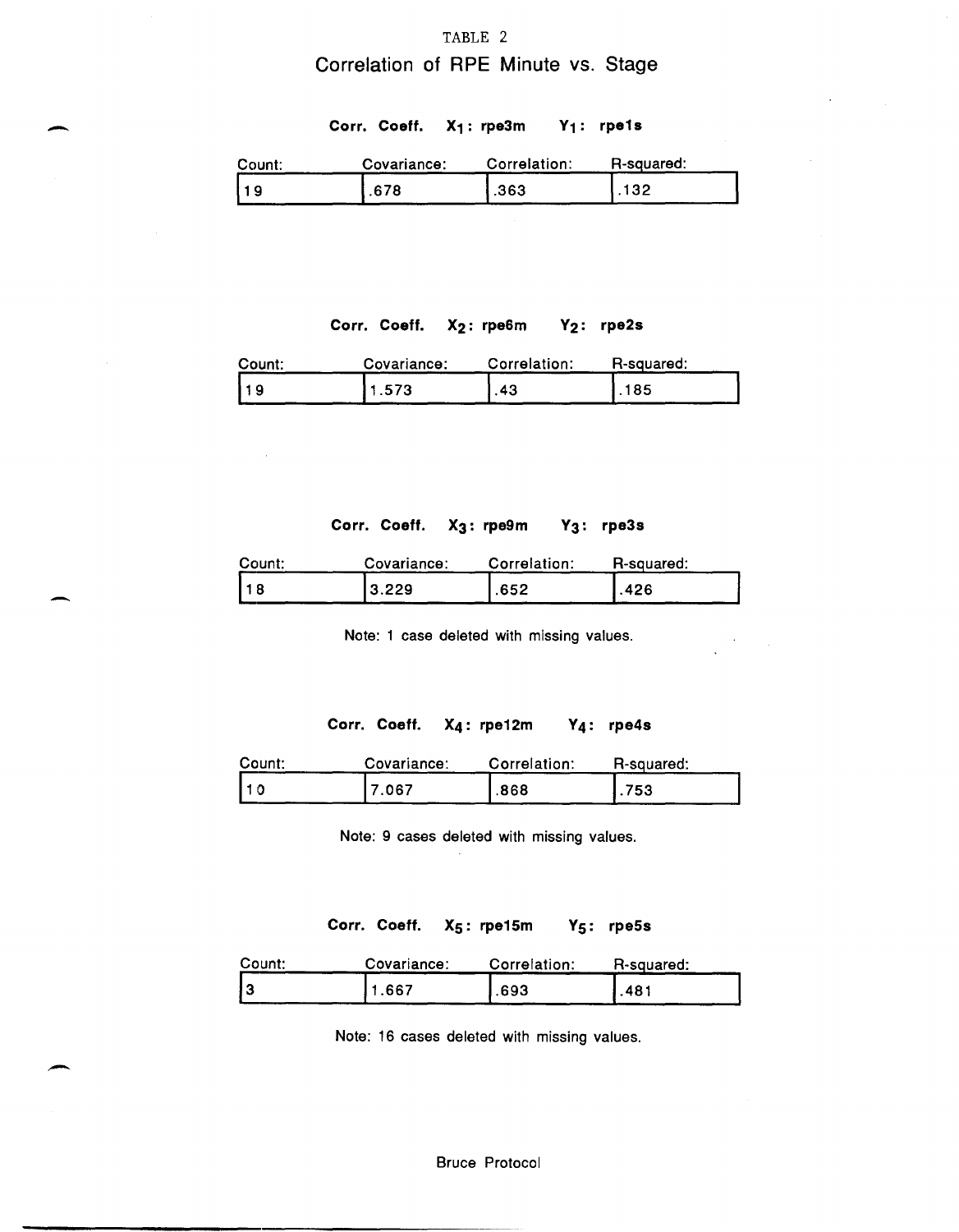TABLE 2

# Correlation of RPE Minute vs. Stage

**Corr. Coeff. $X_1$: rpe3m $Y_1$: rpe1s**

| Count: | Covariance: | Correlation: | R-squared: |
|---|---|---|---|
| 19 | .678 | .363 | .132 |

**Corr. Coeff. $X_2$: rpe6m $Y_2$: rpe2s**

| Count: | Covariance: | Correlation: | R-squared: |
|---|---|---|---|
| 19 | 1.573 | .43 | .185 |

**Corr. Coeff. $X_3$: rpe9m $Y_3$: rpe3s**

| Count: | Covariance: | Correlation: | R-squared: |
|---|---|---|---|
| 18 | 3.229 | .652 | .426 |

Note: 1 case deleted with missing values.

**Corr. Coeff. $X_4$: rpe12m $Y_4$: rpe4s**

| Count: | Covariance: | Correlation: | R-squared: |
|---|---|---|---|
| 10 | 7.067 | .868 | .753 |

Note: 9 cases deleted with missing values.

**Corr. Coeff. $X_5$: rpe15m $Y_5$: rpe5s**

| Count: | Covariance: | Correlation: | R-squared: |
|---|---|---|---|
| 3 | 1.667 | .693 | .481 |

Note: 16 cases deleted with missing values.

Bruce Protocol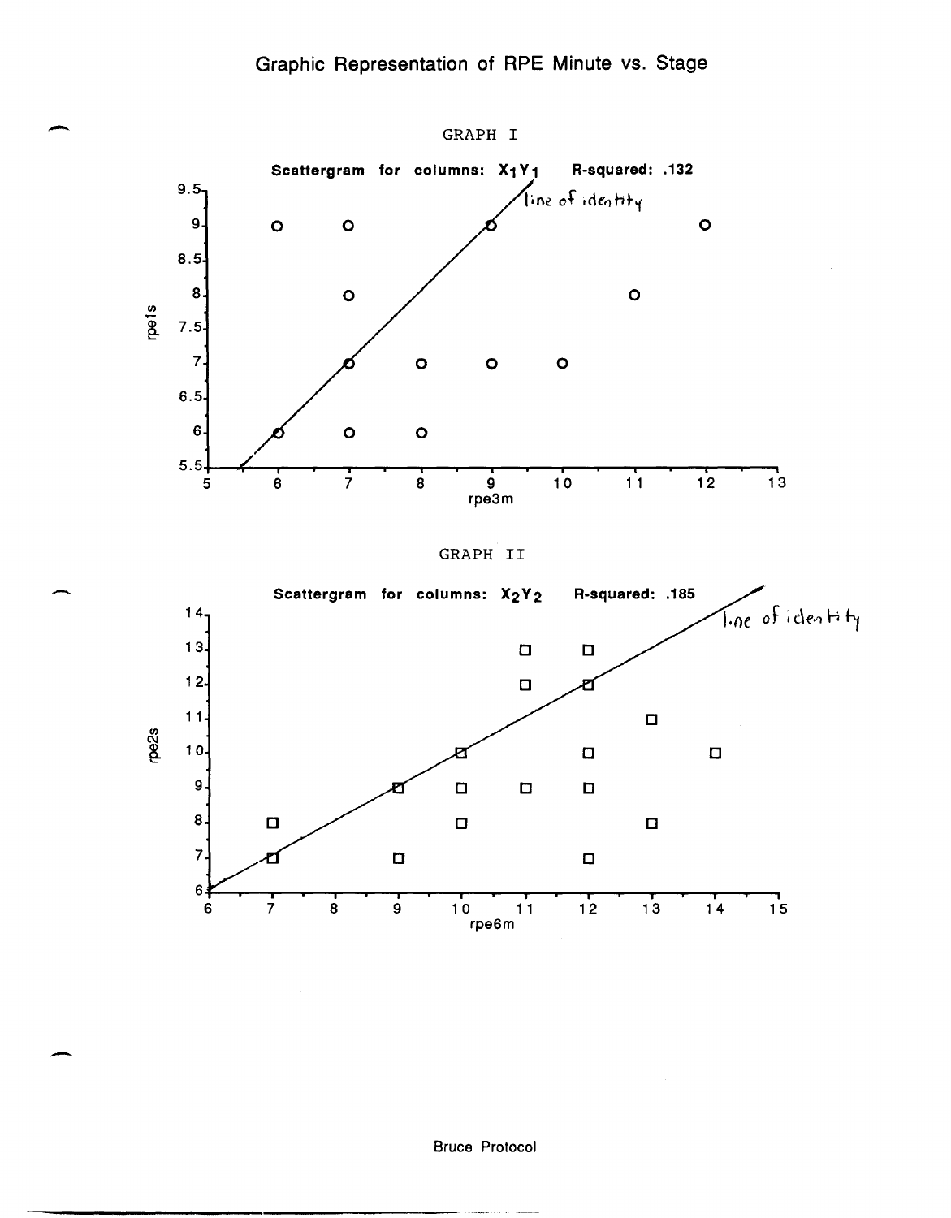# Graphic Representation of RPE Minute vs. Stage

GRAPH I

**Scattergram for columns: $X_1Y_1$ R-squared: .132**

line of identity

rpe1s

rpe3m

GRAPH II

**Scattergram for columns: $X_2Y_2$ R-squared: .185**

line of identity

rpe2s

rpe6m

Bruce Protocol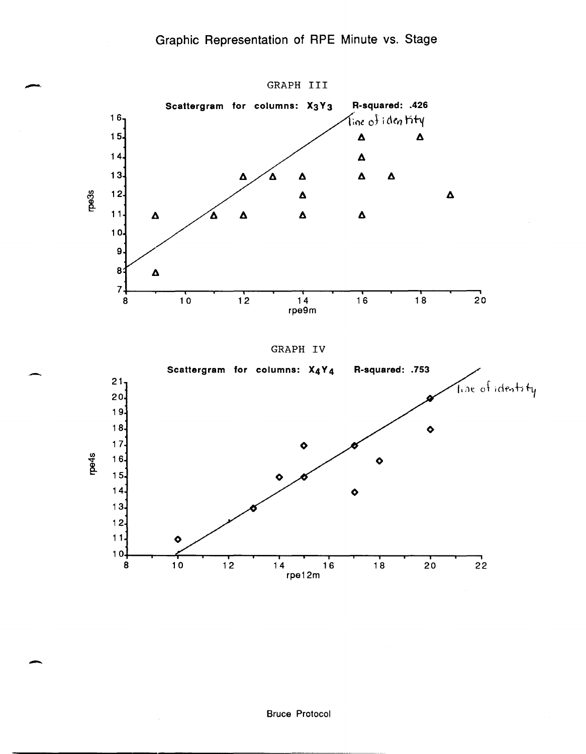# Graphic Representation of RPE Minute vs. Stage

GRAPH III

Scattergram for columns: $X_3Y_3$ R-squared: .426

line of identity

rpe3s

rpe9m

GRAPH IV

Scattergram for columns: $X_4Y_4$ R-squared: .753

line of identity

rpe4s

rpe12m

Bruce Protocol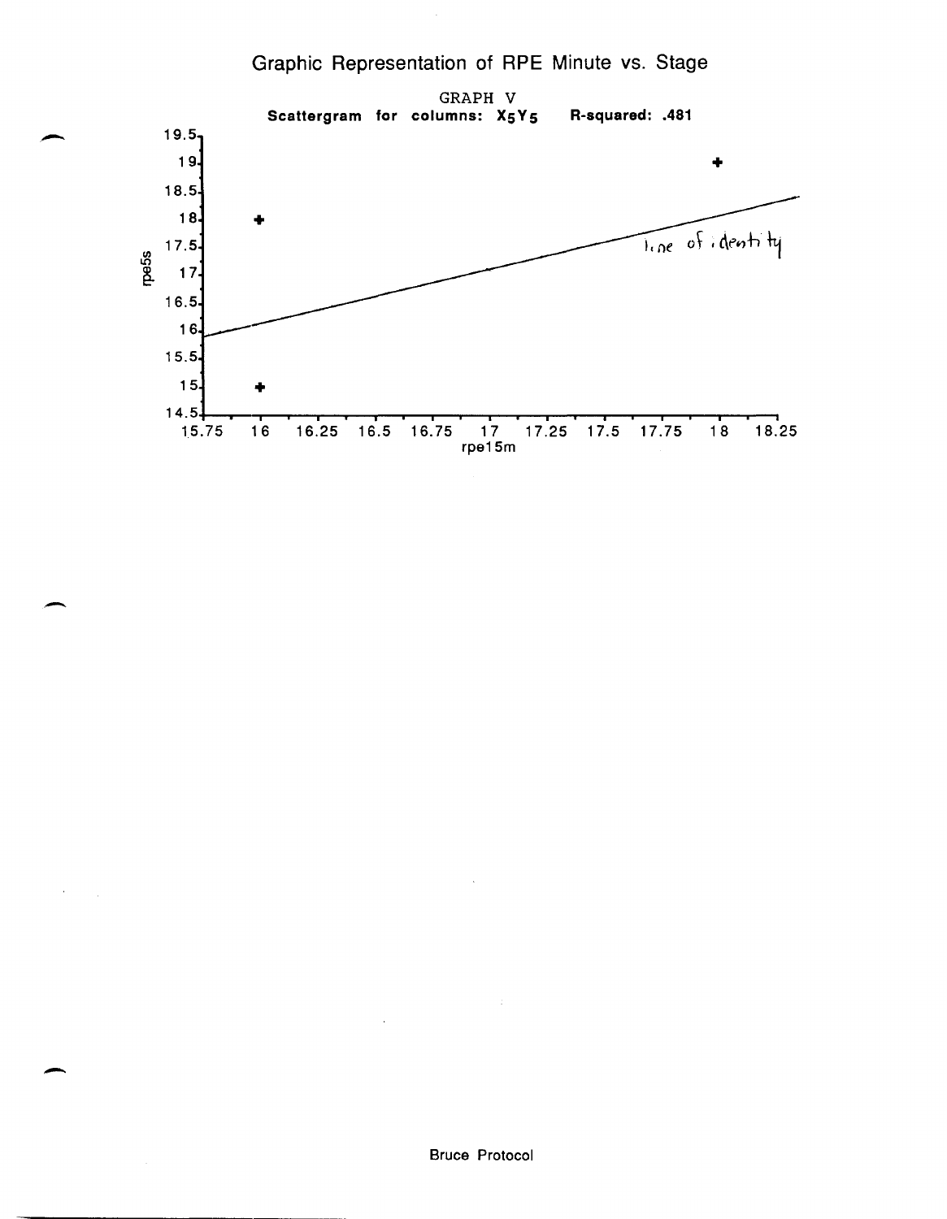# Graphic Representation of RPE Minute vs. Stage

GRAPH V

**Scattergram for columns: $X_5Y_5$ R-squared: .481**

19.5
19
18.5
18
17.5
17
16.5
16
15.5
15
14.5

rpe5s

line of identity

15.75 16 16.25 16.5 16.75 17 17.25 17.5 17.75 18 18.25

rpe15m

Bruce Protocol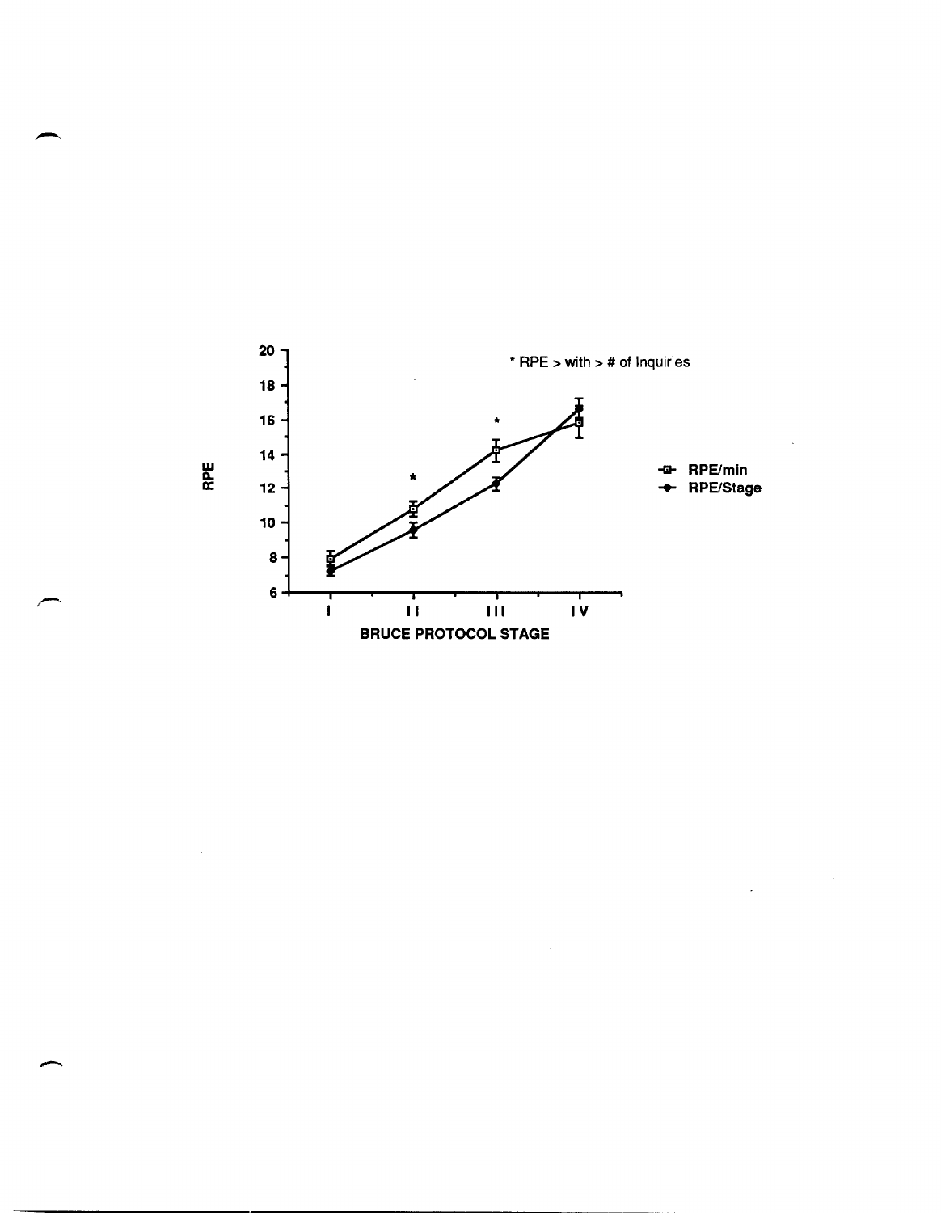* RPE > with > # of Inquiries

RPE

BRUCE PROTOCOL STAGE

I II III IV

-□- RPE/min

-◆- RPE/Stage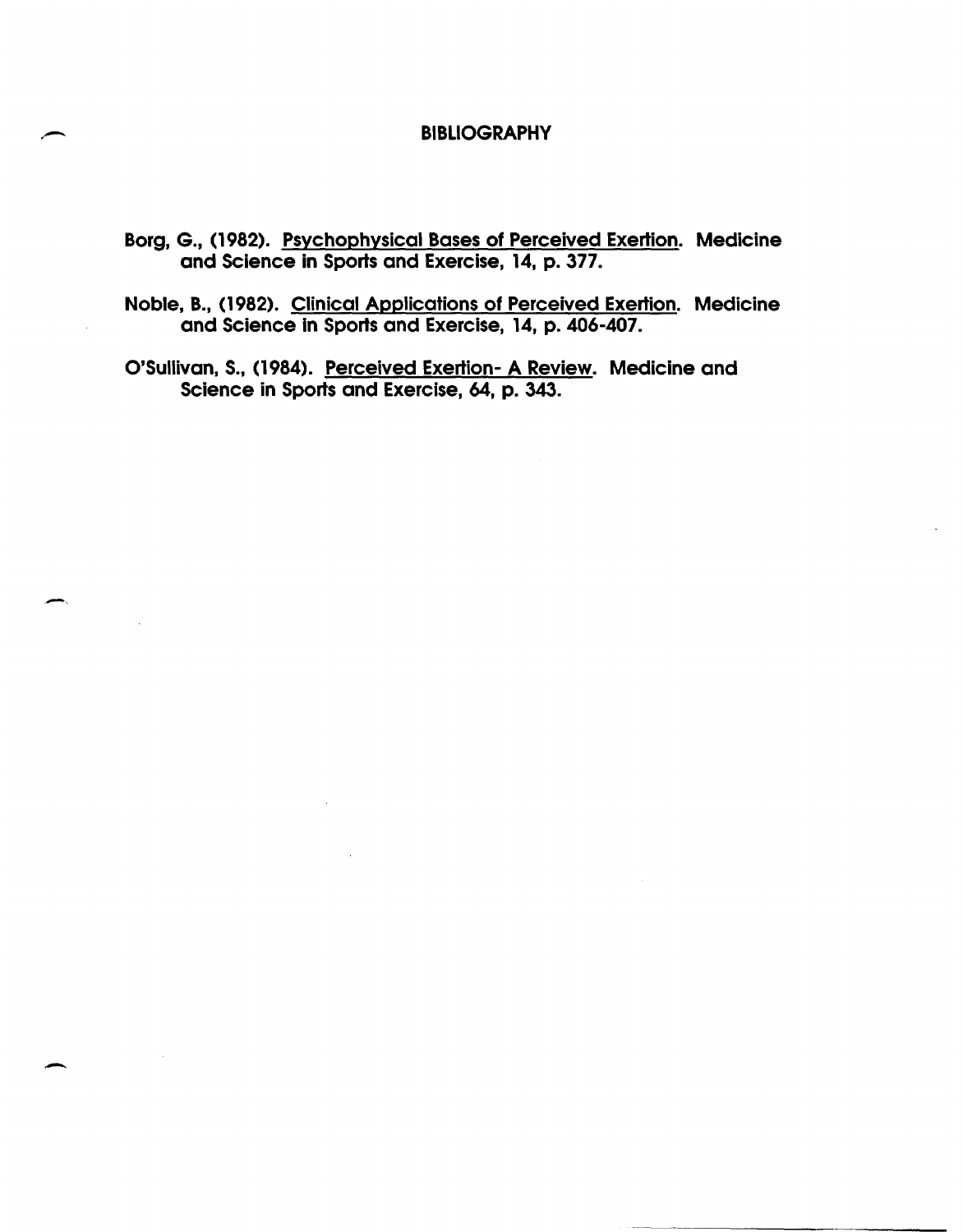# BIBLIOGRAPHY

Borg, G., (1982). Psychophysical Bases of Perceived Exertion. Medicine and Science in Sports and Exercise, 14, p. 377.

Noble, B., (1982). Clinical Applications of Perceived Exertion. Medicine and Science in Sports and Exercise, 14, p. 406-407.

O'Sullivan, S., (1984). Perceived Exertion- A Review. Medicine and Science in Sports and Exercise, 64, p. 343.